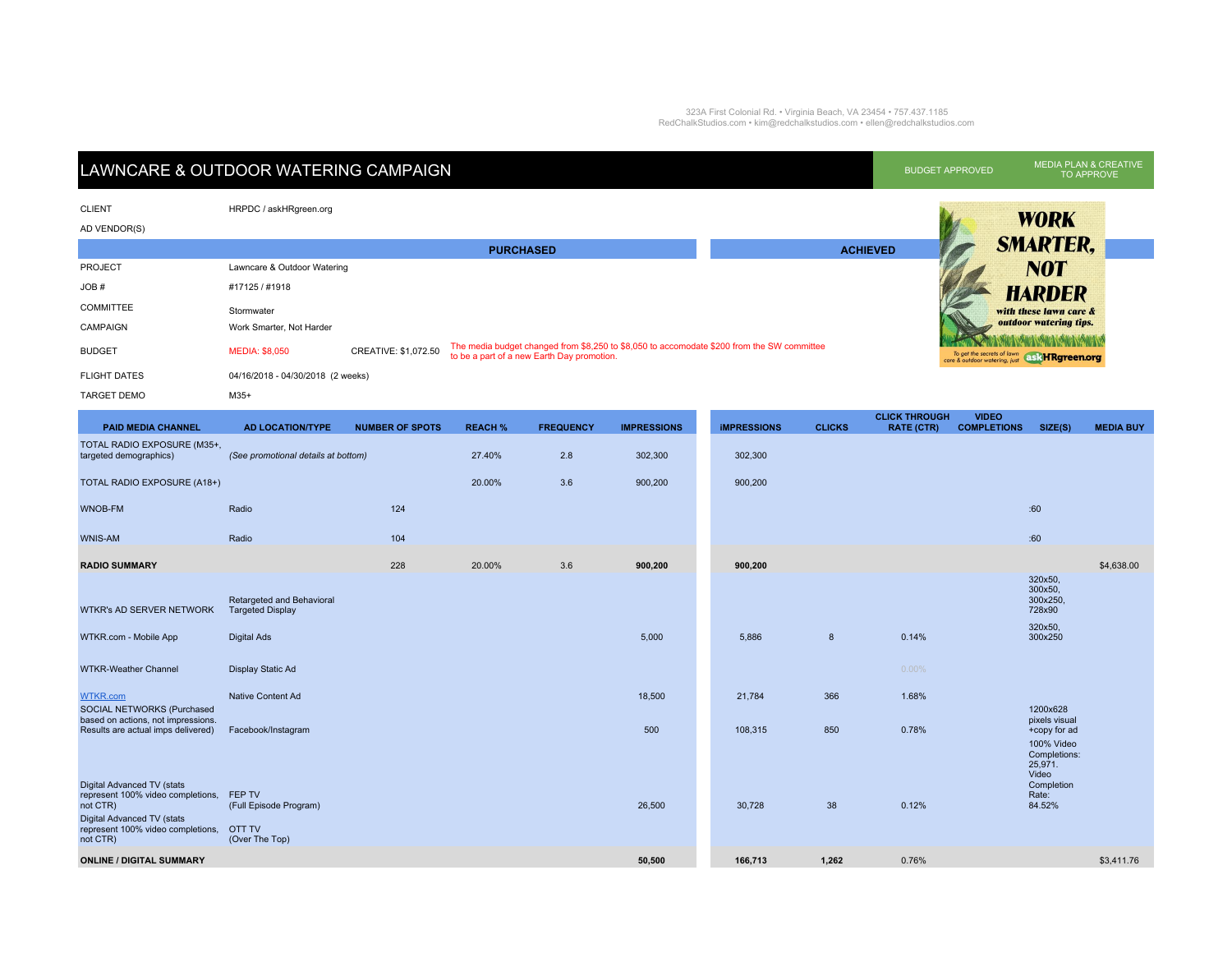323A First Colonial Rd. • Virginia Beach, VA 23454 • 757.437.1185
RedChalkStudios.com • kim@redchalkstudios.com • ellen@redchalkstudios.com

# LAWNCARE & OUTDOOR WATERING CAMPAIGN

BUDGET APPROVED | MEDIA PLAN & CREATIVE TO APPROVE

| | |
|---|---|
| CLIENT | HRPDC / askHRgreen.org |
| AD VENDOR(S) | |
| PROJECT | Lawncare & Outdoor Watering |
| JOB # | #17125 / #1918 |
| COMMITTEE | Stormwater |
| CAMPAIGN | Work Smarter, Not Harder |
| BUDGET | MEDIA: $8,050 — CREATIVE: $1,072.50 — The media budget changed from $8,250 to $8,050 to accomodate $200 from the SW committee to be a part of a new Earth Day promotion. |
| FLIGHT DATES | 04/16/2018 - 04/30/2018 (2 weeks) |
| TARGET DEMO | M35+ |

WORK SMARTER, NOT HARDER with these lawn care & outdoor watering tips. To get the secrets of lawn care & outdoor watering, just askHRgreen.org

| | PURCHASED | | | | | ACHIEVED | | | | | |
|---|---|---|---|---|---|---|---|---|---|---|---|
| PAID MEDIA CHANNEL | AD LOCATION/TYPE | NUMBER OF SPOTS | REACH % | FREQUENCY | IMPRESSIONS | IMPRESSIONS | CLICKS | CLICK THROUGH RATE (CTR) | VIDEO COMPLETIONS | SIZE(S) | MEDIA BUY |
| TOTAL RADIO EXPOSURE (M35+, targeted demographics) | *(See promotional details at bottom)* | | 27.40% | 2.8 | 302,300 | 302,300 | | | | | |
| TOTAL RADIO EXPOSURE (A18+) | | | 20.00% | 3.6 | 900,200 | 900,200 | | | | | |
| WNOB-FM | Radio | 124 | | | | | | | | :60 | |
| WNIS-AM | Radio | 104 | | | | | | | | :60 | |
| **RADIO SUMMARY** | | 228 | 20.00% | 3.6 | **900,200** | **900,200** | | | | | $4,638.00 |
| WTKR's AD SERVER NETWORK | Retargeted and Behavioral Targeted Display | | | | | | | | | 320x50, 300x50, 300x250, 728x90 | |
| WTKR.com - Mobile App | Digital Ads | | | | 5,000 | 5,886 | 8 | 0.14% | | 320x50, 300x250 | |
| WTKR-Weather Channel | Display Static Ad | | | | | | | 0.00% | | | |
| WTKR.com | Native Content Ad | | | | 18,500 | 21,784 | 366 | 1.68% | | | |
| SOCIAL NETWORKS (Purchased based on actions, not impressions. Results are actual imps delivered) | Facebook/Instagram | | | | 500 | 108,315 | 850 | 0.78% | | 1200x628 pixels visual +copy for ad | |
| Digital Advanced TV (stats represent 100% video completions, not CTR) | FEP TV (Full Episode Program) | | | | 26,500 | 30,728 | 38 | 0.12% | | 100% Video Completions: 25,971. Video Completion Rate: 84.52% | |
| Digital Advanced TV (stats represent 100% video completions, not CTR) | OTT TV (Over The Top) | | | | | | | | | | |
| **ONLINE / DIGITAL SUMMARY** | | | | | **50,500** | **166,713** | **1,262** | 0.76% | | | $3,411.76 |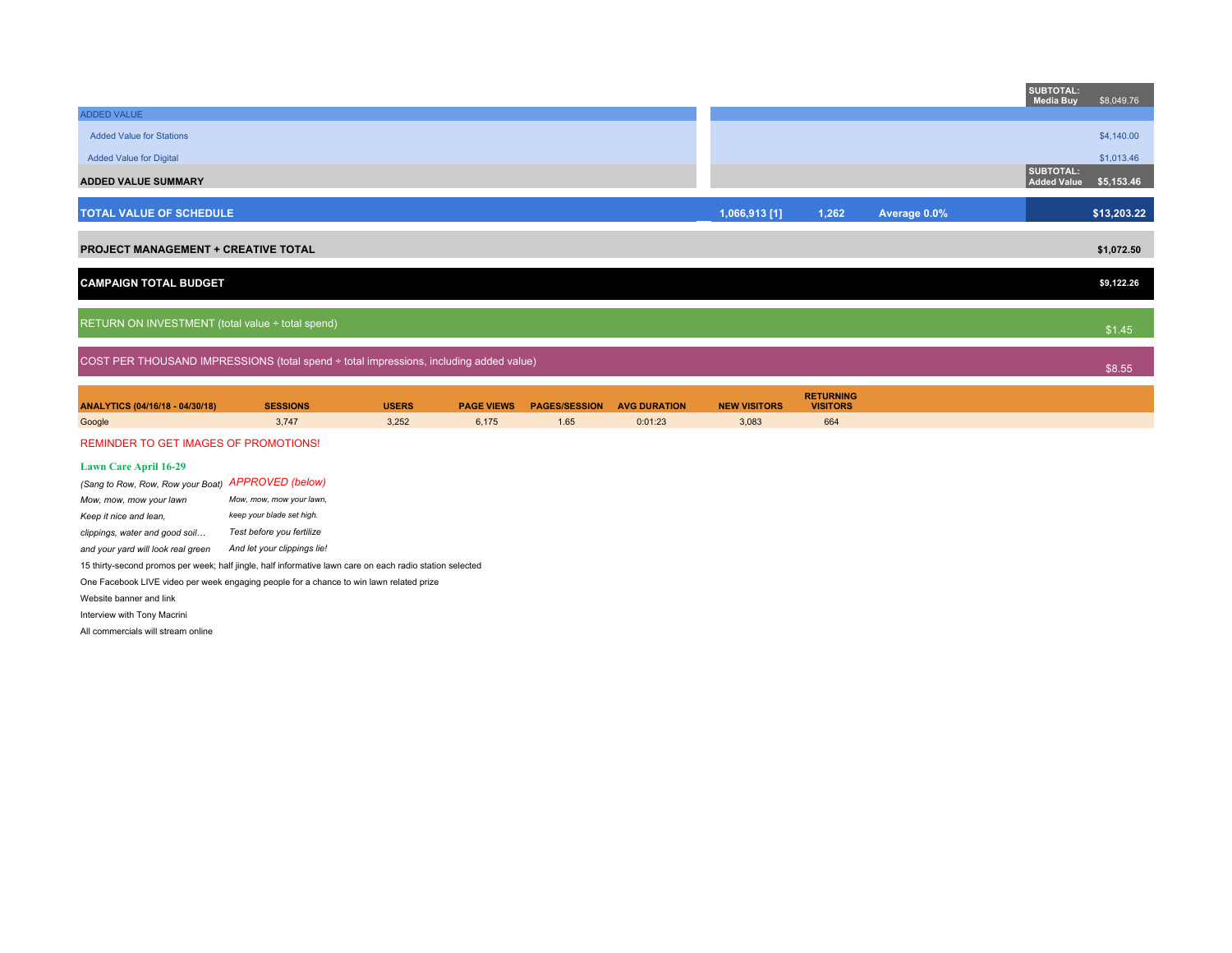| | | | | | |
|---|---|---|---|---|---|
| | | | | SUBTOTAL: Media Buy | $8,049.76 |
| ADDED VALUE | | | | | |
| Added Value for Stations | | | | | $4,140.00 |
| Added Value for Digital | | | | | $1,013.46 |
| **ADDED VALUE SUMMARY** | | | | SUBTOTAL: Added Value | $5,153.46 |
| **TOTAL VALUE OF SCHEDULE** | 1,066,913 [1] | 1,262 | Average 0.0% | | **$13,203.22** |
| **PROJECT MANAGEMENT + CREATIVE TOTAL** | | | | | **$1,072.50** |
| **CAMPAIGN TOTAL BUDGET** | | | | | **$9,122.26** |
| RETURN ON INVESTMENT (total value ÷ total spend) | | | | | $1.45 |
| COST PER THOUSAND IMPRESSIONS (total spend ÷ total impressions, including added value) | | | | | $8.55 |

| ANALYTICS (04/16/18 - 04/30/18) | SESSIONS | USERS | PAGE VIEWS | PAGES/SESSION | AVG DURATION | NEW VISITORS | RETURNING VISITORS |
|---|---|---|---|---|---|---|---|
| Google | 3,747 | 3,252 | 6,175 | 1.65 | 0:01:23 | 3,083 | 664 |

REMINDER TO GET IMAGES OF PROMOTIONS!

**Lawn Care April 16-29**

| *(Sang to Row, Row, Row your Boat)* | *APPROVED (below)* |
|---|---|
| *Mow, mow, mow your lawn* | *Mow, mow, mow your lawn,* |
| *Keep it nice and lean,* | *keep your blade set high.* |
| *clippings, water and good soil…* | *Test before you fertilize* |
| *and your yard will look real green* | *And let your clippings lie!* |

15 thirty-second promos per week; half jingle, half informative lawn care on each radio station selected

One Facebook LIVE video per week engaging people for a chance to win lawn related prize

Website banner and link

Interview with Tony Macrini

All commercials will stream online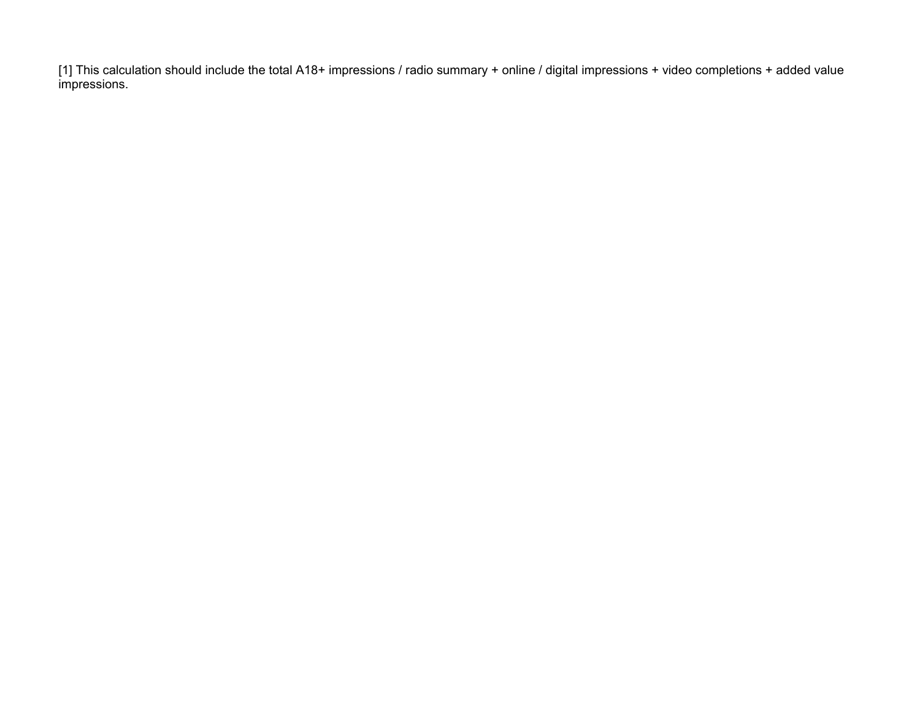[1] This calculation should include the total A18+ impressions / radio summary + online / digital impressions + video completions + added value impressions.